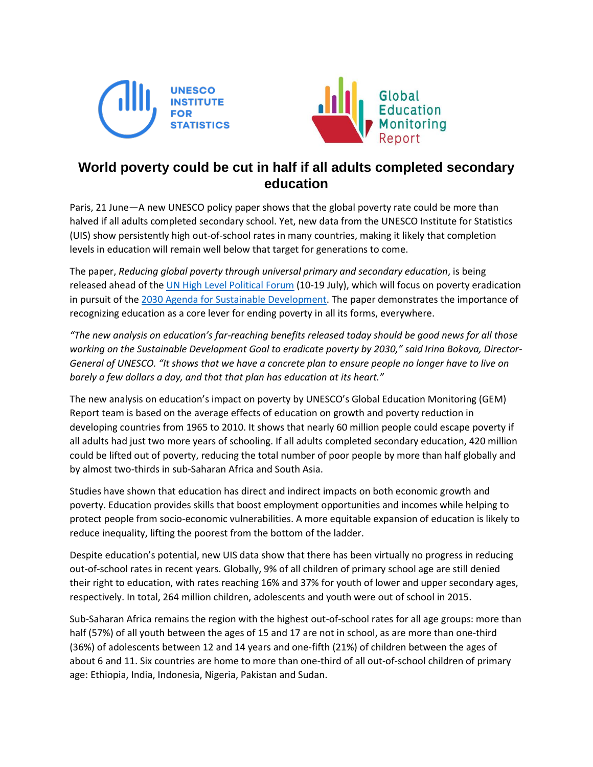UNESCO INSTITUTE FOR STATISTICS

Global Education Monitoring Report

# World poverty could be cut in half if all adults completed secondary education

Paris, 21 June—A new UNESCO policy paper shows that the global poverty rate could be more than halved if all adults completed secondary school. Yet, new data from the UNESCO Institute for Statistics (UIS) show persistently high out-of-school rates in many countries, making it likely that completion levels in education will remain well below that target for generations to come.

The paper, *Reducing global poverty through universal primary and secondary education*, is being released ahead of the [UN High Level Political Forum](#) (10-19 July), which will focus on poverty eradication in pursuit of the [2030 Agenda for Sustainable Development](#). The paper demonstrates the importance of recognizing education as a core lever for ending poverty in all its forms, everywhere.

*"The new analysis on education's far-reaching benefits released today should be good news for all those working on the Sustainable Development Goal to eradicate poverty by 2030," said Irina Bokova, Director-General of UNESCO. "It shows that we have a concrete plan to ensure people no longer have to live on barely a few dollars a day, and that that plan has education at its heart."*

The new analysis on education's impact on poverty by UNESCO's Global Education Monitoring (GEM) Report team is based on the average effects of education on growth and poverty reduction in developing countries from 1965 to 2010. It shows that nearly 60 million people could escape poverty if all adults had just two more years of schooling. If all adults completed secondary education, 420 million could be lifted out of poverty, reducing the total number of poor people by more than half globally and by almost two-thirds in sub-Saharan Africa and South Asia.

Studies have shown that education has direct and indirect impacts on both economic growth and poverty. Education provides skills that boost employment opportunities and incomes while helping to protect people from socio-economic vulnerabilities. A more equitable expansion of education is likely to reduce inequality, lifting the poorest from the bottom of the ladder.

Despite education's potential, new UIS data show that there has been virtually no progress in reducing out-of-school rates in recent years. Globally, 9% of all children of primary school age are still denied their right to education, with rates reaching 16% and 37% for youth of lower and upper secondary ages, respectively. In total, 264 million children, adolescents and youth were out of school in 2015.

Sub-Saharan Africa remains the region with the highest out-of-school rates for all age groups: more than half (57%) of all youth between the ages of 15 and 17 are not in school, as are more than one-third (36%) of adolescents between 12 and 14 years and one-fifth (21%) of children between the ages of about 6 and 11. Six countries are home to more than one-third of all out-of-school children of primary age: Ethiopia, India, Indonesia, Nigeria, Pakistan and Sudan.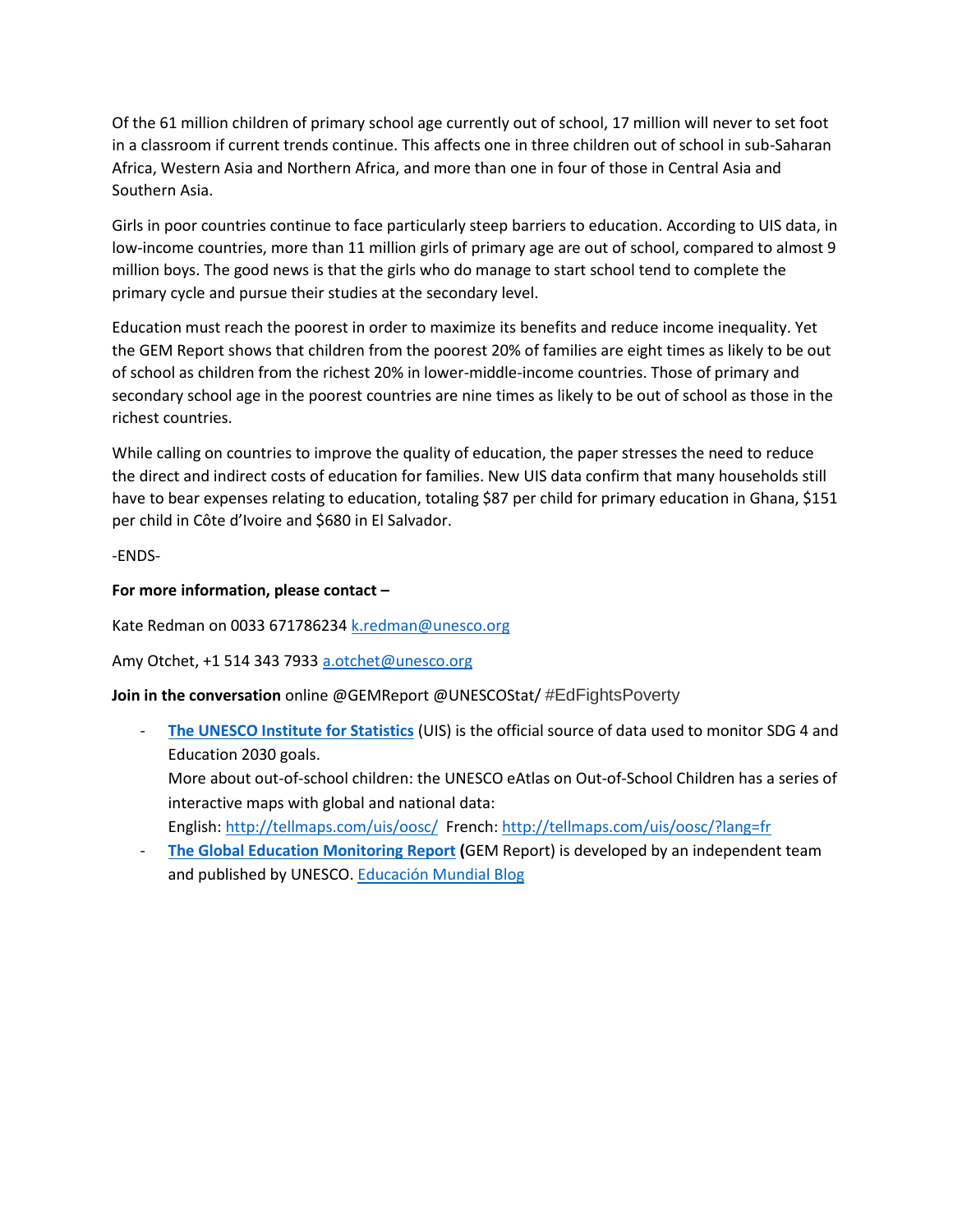Of the 61 million children of primary school age currently out of school, 17 million will never to set foot in a classroom if current trends continue. This affects one in three children out of school in sub-Saharan Africa, Western Asia and Northern Africa, and more than one in four of those in Central Asia and Southern Asia.

Girls in poor countries continue to face particularly steep barriers to education. According to UIS data, in low-income countries, more than 11 million girls of primary age are out of school, compared to almost 9 million boys. The good news is that the girls who do manage to start school tend to complete the primary cycle and pursue their studies at the secondary level.

Education must reach the poorest in order to maximize its benefits and reduce income inequality. Yet the GEM Report shows that children from the poorest 20% of families are eight times as likely to be out of school as children from the richest 20% in lower-middle-income countries. Those of primary and secondary school age in the poorest countries are nine times as likely to be out of school as those in the richest countries.

While calling on countries to improve the quality of education, the paper stresses the need to reduce the direct and indirect costs of education for families. New UIS data confirm that many households still have to bear expenses relating to education, totaling $87 per child for primary education in Ghana, $151 per child in Côte d'Ivoire and $680 in El Salvador.

-ENDS-

**For more information, please contact –**

Kate Redman on 0033 671786234 k.redman@unesco.org

Amy Otchet, +1 514 343 7933 a.otchet@unesco.org

**Join in the conversation** online @GEMReport @UNESCOStat/ #EdFightsPoverty

- **The UNESCO Institute for Statistics** (UIS) is the official source of data used to monitor SDG 4 and Education 2030 goals.
  More about out-of-school children: the UNESCO eAtlas on Out-of-School Children has a series of interactive maps with global and national data:
  English: http://tellmaps.com/uis/oosc/ French: http://tellmaps.com/uis/oosc/?lang=fr
- **The Global Education Monitoring Report (**GEM Report) is developed by an independent team and published by UNESCO. Educación Mundial Blog